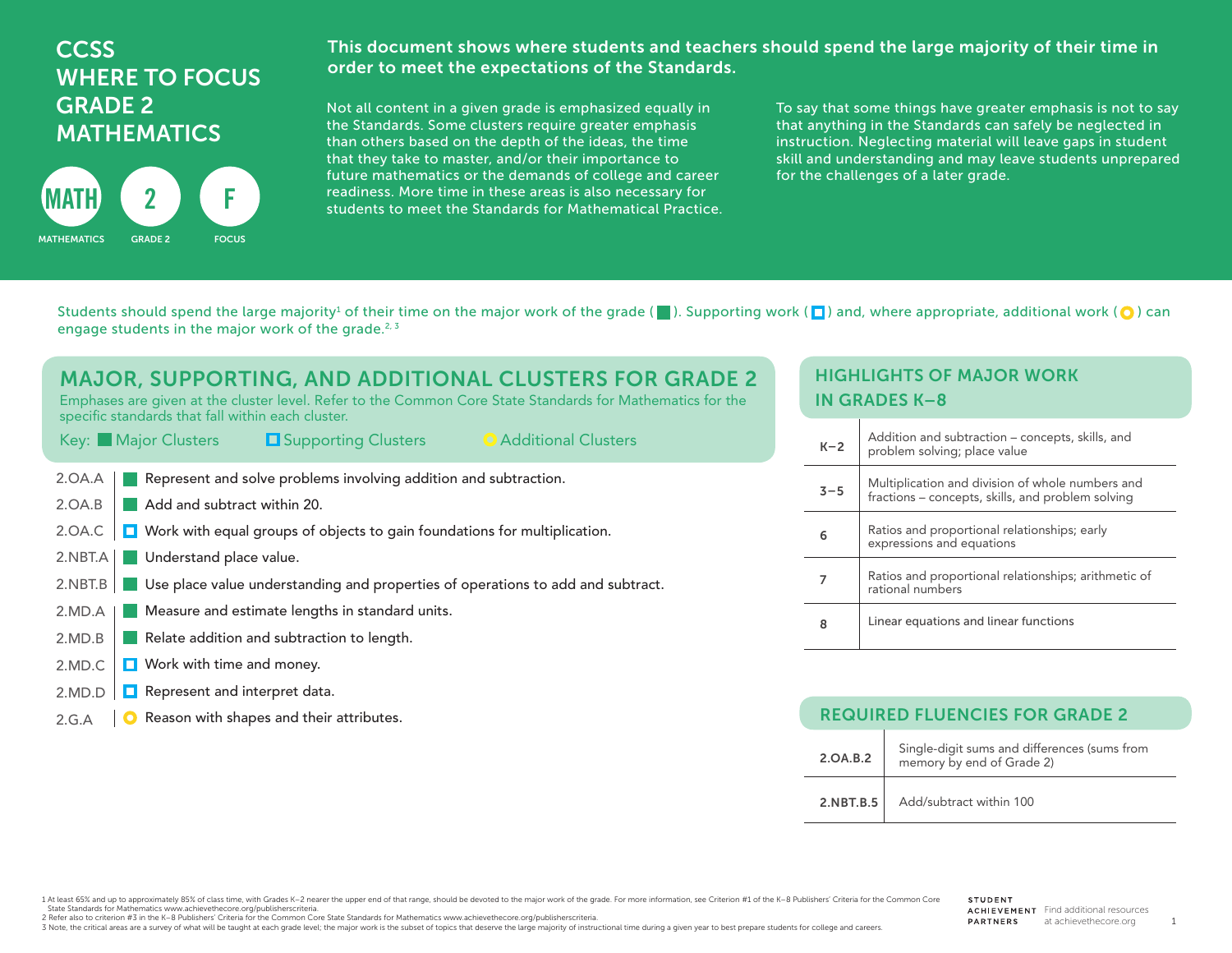# CCSS WHERE TO FOCUS GRADE 2 MATHEMATICS

MATH — MATHEMATICS | 2 — GRADE 2 | F — FOCUS

**This document shows where students and teachers should spend the large majority of their time in order to meet the expectations of the Standards.**

Not all content in a given grade is emphasized equally in the Standards. Some clusters require greater emphasis than others based on the depth of the ideas, the time that they take to master, and/or their importance to future mathematics or the demands of college and career readiness. More time in these areas is also necessary for students to meet the Standards for Mathematical Practice.

To say that some things have greater emphasis is not to say that anything in the Standards can safely be neglected in instruction. Neglecting material will leave gaps in student skill and understanding and may leave students unprepared for the challenges of a later grade.

Students should spend the large majority[1] of their time on the major work of the grade (■). Supporting work (□) and, where appropriate, additional work (○) can engage students in the major work of the grade.[2, 3]

## MAJOR, SUPPORTING, AND ADDITIONAL CLUSTERS FOR GRADE 2

Emphases are given at the cluster level. Refer to the Common Core State Standards for Mathematics for the specific standards that fall within each cluster.

Key: ■ Major Clusters □ Supporting Clusters ○ Additional Clusters

- 2.OA.A ■ Represent and solve problems involving addition and subtraction.
- 2.OA.B ■ Add and subtract within 20.
- 2.OA.C □ Work with equal groups of objects to gain foundations for multiplication.
- 2.NBT.A ■ Understand place value.
- 2.NBT.B ■ Use place value understanding and properties of operations to add and subtract.
- 2.MD.A ■ Measure and estimate lengths in standard units.
- 2.MD.B ■ Relate addition and subtraction to length.
- 2.MD.C □ Work with time and money.
- 2.MD.D □ Represent and interpret data.
- 2.G.A ○ Reason with shapes and their attributes.

## HIGHLIGHTS OF MAJOR WORK IN GRADES K–8

| Grades | Major Work |
|---|---|
| K–2 | Addition and subtraction – concepts, skills, and problem solving; place value |
| 3–5 | Multiplication and division of whole numbers and fractions – concepts, skills, and problem solving |
| 6 | Ratios and proportional relationships; early expressions and equations |
| 7 | Ratios and proportional relationships; arithmetic of rational numbers |
| 8 | Linear equations and linear functions |

## REQUIRED FLUENCIES FOR GRADE 2

| Standard | Fluency |
|---|---|
| 2.OA.B.2 | Single-digit sums and differences (sums from memory by end of Grade 2) |
| 2.NBT.B.5 | Add/subtract within 100 |

1 At least 65% and up to approximately 85% of class time, with Grades K–2 nearer the upper end of that range, should be devoted to the major work of the grade. For more information, see Criterion #1 of the K–8 Publishers' Criteria for the Common Core State Standards for Mathematics www.achievethecore.org/publisherscriteria.
2 Refer also to criterion #3 in the K–8 Publishers' Criteria for the Common Core State Standards for Mathematics www.achievethecore.org/publisherscriteria.
3 Note, the critical areas are a survey of what will be taught at each grade level; the major work is the subset of topics that deserve the large majority of instructional time during a given year to best prepare students for college and careers.

STUDENT ACHIEVEMENT PARTNERS — Find additional resources at achievethecore.org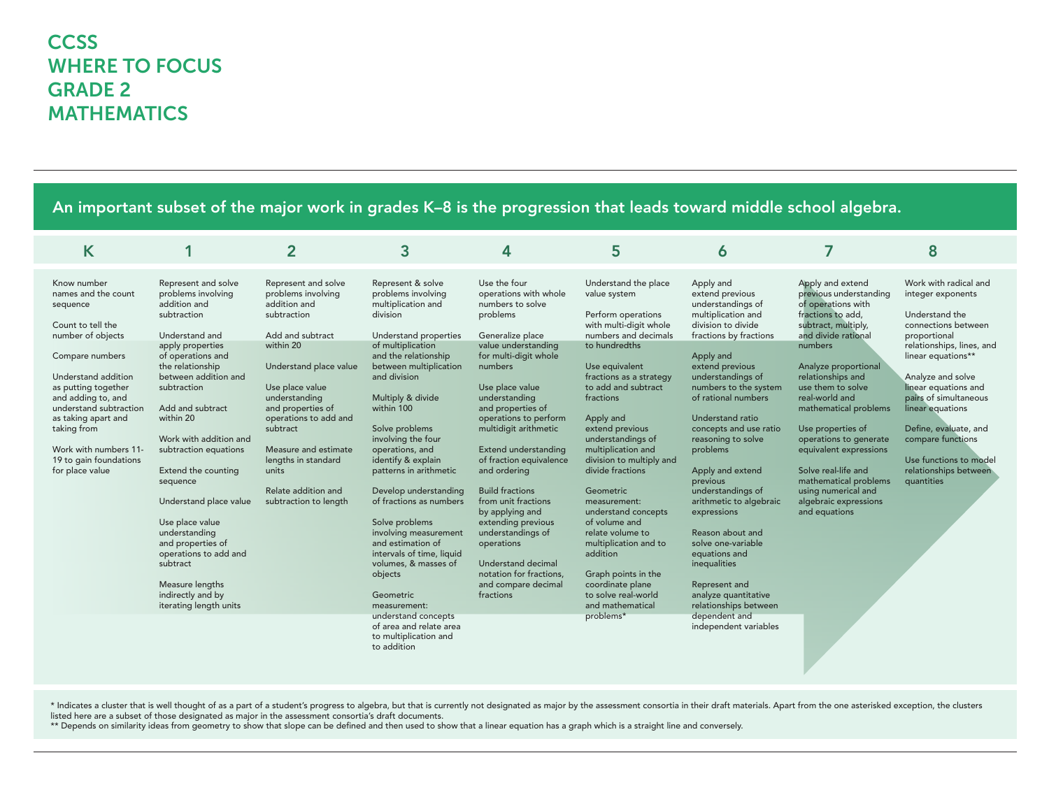# CCSS WHERE TO FOCUS GRADE 2 MATHEMATICS

**An important subset of the major work in grades K–8 is the progression that leads toward middle school algebra.**

| K | 1 | 2 | 3 | 4 | 5 | 6 | 7 | 8 |
|---|---|---|---|---|---|---|---|---|
| Know number names and the count sequence<br><br>Count to tell the number of objects<br><br>Compare numbers<br><br>Understand addition as putting together and adding to, and understand subtraction as taking apart and taking from<br><br>Work with numbers 11-19 to gain foundations for place value | Represent and solve problems involving addition and subtraction<br><br>Understand and apply properties of operations and the relationship between addition and subtraction<br><br>Add and subtract within 20<br><br>Work with addition and subtraction equations<br><br>Extend the counting sequence<br><br>Understand place value<br><br>Use place value understanding and properties of operations to add and subtract<br><br>Measure lengths indirectly and by iterating length units | Represent and solve problems involving addition and subtraction<br><br>Add and subtract within 20<br><br>Understand place value<br><br>Use place value understanding and properties of operations to add and subtract<br><br>Measure and estimate lengths in standard units<br><br>Relate addition and subtraction to length | Represent & solve problems involving multiplication and division<br><br>Understand properties of multiplication and the relationship between multiplication and division<br><br>Multiply & divide within 100<br><br>Solve problems involving the four operations, and identify & explain patterns in arithmetic<br><br>Develop understanding of fractions as numbers<br><br>Solve problems involving measurement and estimation of intervals of time, liquid volumes, & masses of objects<br><br>Geometric measurement: understand concepts of area and relate area to multiplication and to addition | Use the four operations with whole numbers to solve problems<br><br>Generalize place value understanding for multi-digit whole numbers<br><br>Use place value understanding and properties of operations to perform multidigit arithmetic<br><br>Extend understanding of fraction equivalence and ordering<br><br>Build fractions from unit fractions by applying and extending previous understandings of operations<br><br>Understand decimal notation for fractions, and compare decimal fractions | Understand the place value system<br><br>Perform operations with multi-digit whole numbers and decimals to hundredths<br><br>Use equivalent fractions as a strategy to add and subtract fractions<br><br>Apply and extend previous understandings of multiplication and division to multiply and divide fractions<br><br>Geometric measurement: understand concepts of volume and relate volume to multiplication and to addition<br><br>Graph points in the coordinate plane to solve real-world and mathematical problems* | Apply and extend previous understandings of multiplication and division to divide fractions by fractions<br><br>Apply and extend previous understandings of numbers to the system of rational numbers<br><br>Understand ratio concepts and use ratio reasoning to solve problems<br><br>Apply and extend previous understandings of arithmetic to algebraic expressions<br><br>Reason about and solve one-variable equations and inequalities<br><br>Represent and analyze quantitative relationships between dependent and independent variables | Apply and extend previous understanding of operations with fractions to add, subtract, multiply, and divide rational numbers<br><br>Analyze proportional relationships and use them to solve real-world and mathematical problems<br><br>Use properties of operations to generate equivalent expressions<br><br>Solve real-life and mathematical problems using numerical and algebraic expressions and equations | Work with radical and integer exponents<br><br>Understand the connections between proportional relationships, lines, and linear equations**<br><br>Analyze and solve linear equations and pairs of simultaneous linear equations<br><br>Define, evaluate, and compare functions<br><br>Use functions to model relationships between quantities |

\* Indicates a cluster that is well thought of as a part of a student's progress to algebra, but that is currently not designated as major by the assessment consortia in their draft materials. Apart from the one asterisked exception, the clusters listed here are a subset of those designated as major in the assessment consortia's draft documents.

\*\* Depends on similarity ideas from geometry to show that slope can be defined and then used to show that a linear equation has a graph which is a straight line and conversely.